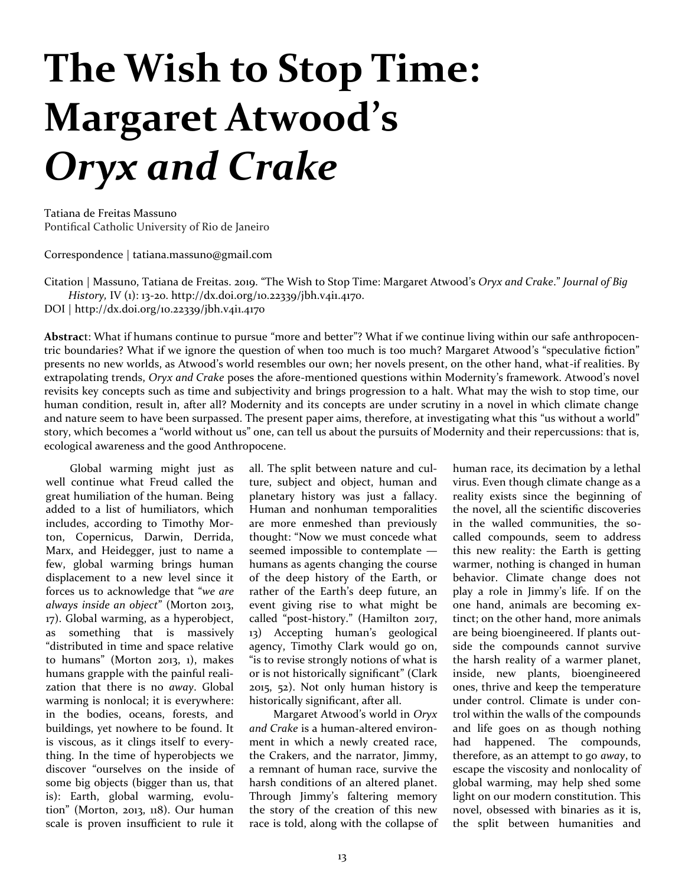# The Wish to Stop Time: Margaret Atwood's *Oryx and Crake*

Tatiana de Freitas Massuno
Pontifical Catholic University of Rio de Janeiro

Correspondence | tatiana.massuno@gmail.com

Citation | Massuno, Tatiana de Freitas. 2019. "The Wish to Stop Time: Margaret Atwood's *Oryx and Crake*." *Journal of Big History,* IV (1): 13-20. http://dx.doi.org/10.22339/jbh.v4i1.4170.
DOI | http://dx.doi.org/10.22339/jbh.v4i1.4170

**Abstract**: What if humans continue to pursue "more and better"? What if we continue living within our safe anthropocentric boundaries? What if we ignore the question of when too much is too much? Margaret Atwood's "speculative fiction" presents no new worlds, as Atwood's world resembles our own; her novels present, on the other hand, what-if realities. By extrapolating trends, *Oryx and Crake* poses the afore-mentioned questions within Modernity's framework. Atwood's novel revisits key concepts such as time and subjectivity and brings progression to a halt. What may the wish to stop time, our human condition, result in, after all? Modernity and its concepts are under scrutiny in a novel in which climate change and nature seem to have been surpassed. The present paper aims, therefore, at investigating what this "us without a world" story, which becomes a "world without us" one, can tell us about the pursuits of Modernity and their repercussions: that is, ecological awareness and the good Anthropocene.

Global warming might just as well continue what Freud called the great humiliation of the human. Being added to a list of humiliators, which includes, according to Timothy Morton, Copernicus, Darwin, Derrida, Marx, and Heidegger, just to name a few, global warming brings human displacement to a new level since it forces us to acknowledge that "*we are always inside an object*" (Morton 2013, 17). Global warming, as a hyperobject, as something that is massively "distributed in time and space relative to humans" (Morton 2013, 1), makes humans grapple with the painful realization that there is no *away*. Global warming is nonlocal; it is everywhere: in the bodies, oceans, forests, and buildings, yet nowhere to be found. It is viscous, as it clings itself to everything. In the time of hyperobjects we discover "ourselves on the inside of some big objects (bigger than us, that is): Earth, global warming, evolution" (Morton, 2013, 118). Our human scale is proven insufficient to rule it all. The split between nature and culture, subject and object, human and planetary history was just a fallacy. Human and nonhuman temporalities are more enmeshed than previously thought: "Now we must concede what seemed impossible to contemplate — humans as agents changing the course of the deep history of the Earth, or rather of the Earth's deep future, an event giving rise to what might be called "post-history." (Hamilton 2017, 13) Accepting human's geological agency, Timothy Clark would go on, "is to revise strongly notions of what is or is not historically significant" (Clark 2015, 52). Not only human history is historically significant, after all.

Margaret Atwood's world in *Oryx and Crake* is a human-altered environment in which a newly created race, the Crakers, and the narrator, Jimmy, a remnant of human race, survive the harsh conditions of an altered planet. Through Jimmy's faltering memory the story of the creation of this new race is told, along with the collapse of human race, its decimation by a lethal virus. Even though climate change as a reality exists since the beginning of the novel, all the scientific discoveries in the walled communities, the so-called compounds, seem to address this new reality: the Earth is getting warmer, nothing is changed in human behavior. Climate change does not play a role in Jimmy's life. If on the one hand, animals are becoming extinct; on the other hand, more animals are being bioengineered. If plants outside the compounds cannot survive the harsh reality of a warmer planet, inside, new plants, bioengineered ones, thrive and keep the temperature under control. Climate is under control within the walls of the compounds and life goes on as though nothing had happened. The compounds, therefore, as an attempt to go *away*, to escape the viscosity and nonlocality of global warming, may help shed some light on our modern constitution. This novel, obsessed with binaries as it is, the split between humanities and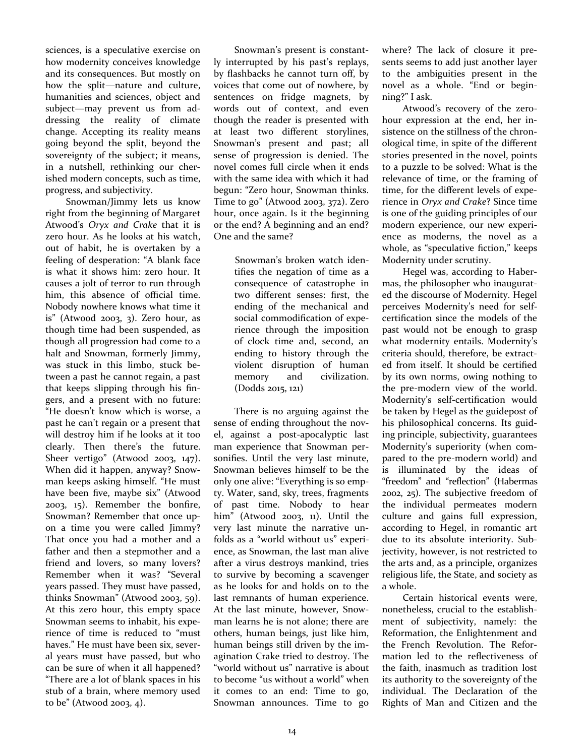sciences, is a speculative exercise on how modernity conceives knowledge and its consequences. But mostly on how the split—nature and culture, humanities and sciences, object and subject—may prevent us from addressing the reality of climate change. Accepting its reality means going beyond the split, beyond the sovereignty of the subject; it means, in a nutshell, rethinking our cherished modern concepts, such as time, progress, and subjectivity.

Snowman/Jimmy lets us know right from the beginning of Margaret Atwood's *Oryx and Crake* that it is zero hour. As he looks at his watch, out of habit, he is overtaken by a feeling of desperation: "A blank face is what it shows him: zero hour. It causes a jolt of terror to run through him, this absence of official time. Nobody nowhere knows what time it is" (Atwood 2003, 3). Zero hour, as though time had been suspended, as though all progression had come to a halt and Snowman, formerly Jimmy, was stuck in this limbo, stuck between a past he cannot regain, a past that keeps slipping through his fingers, and a present with no future: "He doesn't know which is worse, a past he can't regain or a present that will destroy him if he looks at it too clearly. Then there's the future. Sheer vertigo" (Atwood 2003, 147). When did it happen, anyway? Snowman keeps asking himself. "He must have been five, maybe six" (Atwood 2003, 15). Remember the bonfire, Snowman? Remember that once upon a time you were called Jimmy? That once you had a mother and a father and then a stepmother and a friend and lovers, so many lovers? Remember when it was? "Several years passed. They must have passed, thinks Snowman" (Atwood 2003, 59). At this zero hour, this empty space Snowman seems to inhabit, his experience of time is reduced to "must haves." He must have been six, several years must have passed, but who can be sure of when it all happened? "There are a lot of blank spaces in his stub of a brain, where memory used to be" (Atwood 2003, 4).

Snowman's present is constantly interrupted by his past's replays, by flashbacks he cannot turn off, by voices that come out of nowhere, by sentences on fridge magnets, by words out of context, and even though the reader is presented with at least two different storylines, Snowman's present and past; all sense of progression is denied. The novel comes full circle when it ends with the same idea with which it had begun: "Zero hour, Snowman thinks. Time to go" (Atwood 2003, 372). Zero hour, once again. Is it the beginning or the end? A beginning and an end? One and the same?

> Snowman's broken watch identifies the negation of time as a consequence of catastrophe in two different senses: first, the ending of the mechanical and social commodification of experience through the imposition of clock time and, second, an ending to history through the violent disruption of human memory and civilization. (Dodds 2015, 121)

There is no arguing against the sense of ending throughout the novel, against a post-apocalyptic last man experience that Snowman personifies. Until the very last minute, Snowman believes himself to be the only one alive: "Everything is so empty. Water, sand, sky, trees, fragments of past time. Nobody to hear him" (Atwood 2003, 11). Until the very last minute the narrative unfolds as a "world without us" experience, as Snowman, the last man alive after a virus destroys mankind, tries to survive by becoming a scavenger as he looks for and holds on to the last remnants of human experience. At the last minute, however, Snowman learns he is not alone; there are others, human beings, just like him, human beings still driven by the imagination Crake tried to destroy. The "world without us" narrative is about to become "us without a world" when it comes to an end: Time to go, Snowman announces. Time to go where? The lack of closure it presents seems to add just another layer to the ambiguities present in the novel as a whole. "End or beginning?" I ask.

Atwood's recovery of the zero-hour expression at the end, her insistence on the stillness of the chronological time, in spite of the different stories presented in the novel, points to a puzzle to be solved: What is the relevance of time, or the framing of time, for the different levels of experience in *Oryx and Crake*? Since time is one of the guiding principles of our modern experience, our new experience as moderns, the novel as a whole, as "speculative fiction," keeps Modernity under scrutiny.

Hegel was, according to Habermas, the philosopher who inaugurated the discourse of Modernity. Hegel perceives Modernity's need for self-certification since the models of the past would not be enough to grasp what modernity entails. Modernity's criteria should, therefore, be extracted from itself. It should be certified by its own norms, owing nothing to the pre-modern view of the world. Modernity's self-certification would be taken by Hegel as the guidepost of his philosophical concerns. Its guiding principle, subjectivity, guarantees Modernity's superiority (when compared to the pre-modern world) and is illuminated by the ideas of "freedom" and "reflection" (Habermas 2002, 25). The subjective freedom of the individual permeates modern culture and gains full expression, according to Hegel, in romantic art due to its absolute interiority. Subjectivity, however, is not restricted to the arts and, as a principle, organizes religious life, the State, and society as a whole.

Certain historical events were, nonetheless, crucial to the establishment of subjectivity, namely: the Reformation, the Enlightenment and the French Revolution. The Reformation led to the reflectiveness of the faith, inasmuch as tradition lost its authority to the sovereignty of the individual. The Declaration of the Rights of Man and Citizen and the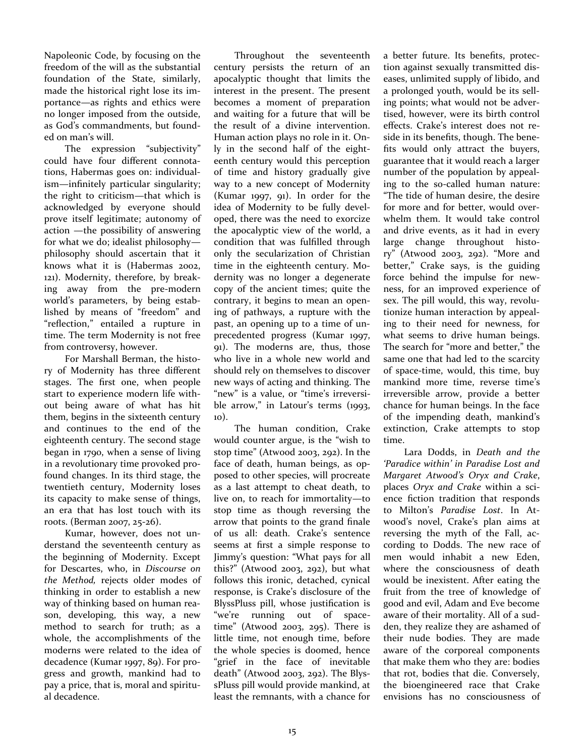Napoleonic Code, by focusing on the freedom of the will as the substantial foundation of the State, similarly, made the historical right lose its importance—as rights and ethics were no longer imposed from the outside, as God's commandments, but founded on man's will.

The expression "subjectivity" could have four different connotations, Habermas goes on: individualism—infinitely particular singularity; the right to criticism—that which is acknowledged by everyone should prove itself legitimate; autonomy of action —the possibility of answering for what we do; idealist philosophy—philosophy should ascertain that it knows what it is (Habermas 2002, 121). Modernity, therefore, by breaking away from the pre-modern world's parameters, by being established by means of "freedom" and "reflection," entailed a rupture in time. The term Modernity is not free from controversy, however.

For Marshall Berman, the history of Modernity has three different stages. The first one, when people start to experience modern life without being aware of what has hit them, begins in the sixteenth century and continues to the end of the eighteenth century. The second stage began in 1790, when a sense of living in a revolutionary time provoked profound changes. In its third stage, the twentieth century, Modernity loses its capacity to make sense of things, an era that has lost touch with its roots. (Berman 2007, 25-26).

Kumar, however, does not understand the seventeenth century as the beginning of Modernity. Except for Descartes, who, in *Discourse on the Method,* rejects older modes of thinking in order to establish a new way of thinking based on human reason, developing, this way, a new method to search for truth; as a whole, the accomplishments of the moderns were related to the idea of decadence (Kumar 1997, 89). For progress and growth, mankind had to pay a price, that is, moral and spiritual decadence.

Throughout the seventeenth century persists the return of an apocalyptic thought that limits the interest in the present. The present becomes a moment of preparation and waiting for a future that will be the result of a divine intervention. Human action plays no role in it. Only in the second half of the eighteenth century would this perception of time and history gradually give way to a new concept of Modernity (Kumar 1997, 91). In order for the idea of Modernity to be fully developed, there was the need to exorcize the apocalyptic view of the world, a condition that was fulfilled through only the secularization of Christian time in the eighteenth century. Modernity was no longer a degenerate copy of the ancient times; quite the contrary, it begins to mean an opening of pathways, a rupture with the past, an opening up to a time of unprecedented progress (Kumar 1997, 91). The moderns are, thus, those who live in a whole new world and should rely on themselves to discover new ways of acting and thinking. The "new" is a value, or "time's irreversible arrow," in Latour's terms (1993, 10).

The human condition, Crake would counter argue, is the "wish to stop time" (Atwood 2003, 292). In the face of death, human beings, as opposed to other species, will procreate as a last attempt to cheat death, to live on, to reach for immortality—to stop time as though reversing the arrow that points to the grand finale of us all: death. Crake's sentence seems at first a simple response to Jimmy's question: "What pays for all this?" (Atwood 2003, 292), but what follows this ironic, detached, cynical response, is Crake's disclosure of the BlyssPluss pill, whose justification is "we're running out of space-time" (Atwood 2003, 295). There is little time, not enough time, before the whole species is doomed, hence "grief in the face of inevitable death" (Atwood 2003, 292). The BlyssPluss pill would provide mankind, at least the remnants, with a chance for a better future. Its benefits, protection against sexually transmitted diseases, unlimited supply of libido, and a prolonged youth, would be its selling points; what would not be advertised, however, were its birth control effects. Crake's interest does not reside in its benefits, though. The benefits would only attract the buyers, guarantee that it would reach a larger number of the population by appealing to the so-called human nature: "The tide of human desire, the desire for more and for better, would overwhelm them. It would take control and drive events, as it had in every large change throughout history" (Atwood 2003, 292). "More and better," Crake says, is the guiding force behind the impulse for newness, for an improved experience of sex. The pill would, this way, revolutionize human interaction by appealing to their need for newness, for what seems to drive human beings. The search for "more and better," the same one that had led to the scarcity of space-time, would, this time, buy mankind more time, reverse time's irreversible arrow, provide a better chance for human beings. In the face of the impending death, mankind's extinction, Crake attempts to stop time.

Lara Dodds, in *Death and the 'Paradice within' in Paradise Lost and Margaret Atwood's Oryx and Crake*, places *Oryx and Crake* within a science fiction tradition that responds to Milton's *Paradise Lost*. In Atwood's novel, Crake's plan aims at reversing the myth of the Fall, according to Dodds. The new race of men would inhabit a new Eden, where the consciousness of death would be inexistent. After eating the fruit from the tree of knowledge of good and evil, Adam and Eve become aware of their mortality. All of a sudden, they realize they are ashamed of their nude bodies. They are made aware of the corporeal components that make them who they are: bodies that rot, bodies that die. Conversely, the bioengineered race that Crake envisions has no consciousness of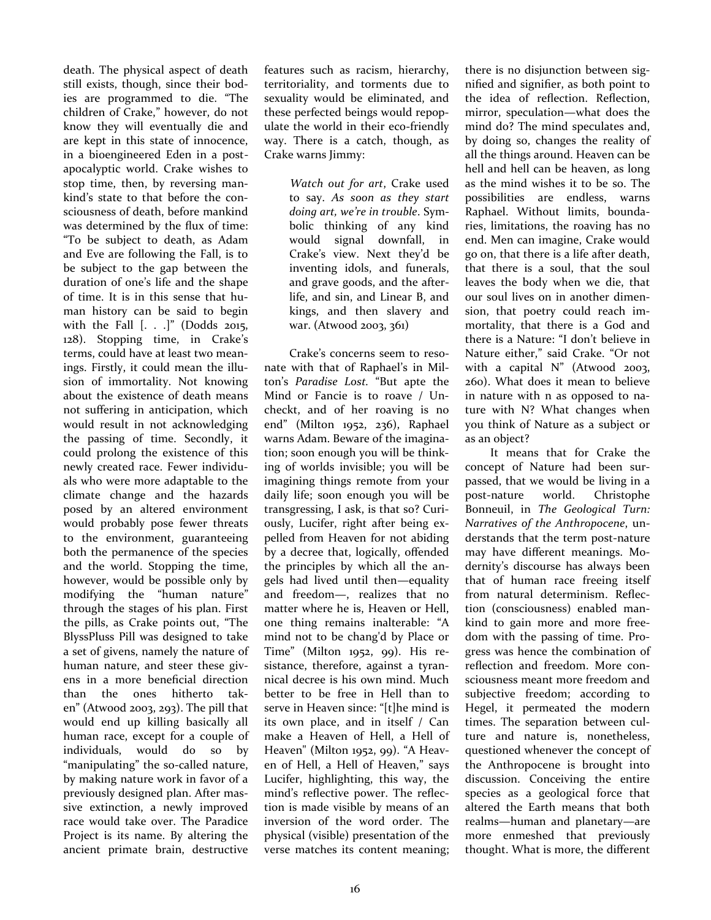death. The physical aspect of death still exists, though, since their bodies are programmed to die. "The children of Crake," however, do not know they will eventually die and are kept in this state of innocence, in a bioengineered Eden in a post-apocalyptic world. Crake wishes to stop time, then, by reversing mankind's state to that before the consciousness of death, before mankind was determined by the flux of time: "To be subject to death, as Adam and Eve are following the Fall, is to be subject to the gap between the duration of one's life and the shape of time. It is in this sense that human history can be said to begin with the Fall [. . .]" (Dodds 2015, 128). Stopping time, in Crake's terms, could have at least two meanings. Firstly, it could mean the illusion of immortality. Not knowing about the existence of death means not suffering in anticipation, which would result in not acknowledging the passing of time. Secondly, it could prolong the existence of this newly created race. Fewer individuals who were more adaptable to the climate change and the hazards posed by an altered environment would probably pose fewer threats to the environment, guaranteeing both the permanence of the species and the world. Stopping the time, however, would be possible only by modifying the "human nature" through the stages of his plan. First the pills, as Crake points out, "The BlyssPluss Pill was designed to take a set of givens, namely the nature of human nature, and steer these givens in a more beneficial direction than the ones hitherto taken" (Atwood 2003, 293). The pill that would end up killing basically all human race, except for a couple of individuals, would do so by "manipulating" the so-called nature, by making nature work in favor of a previously designed plan. After massive extinction, a newly improved race would take over. The Paradice Project is its name. By altering the ancient primate brain, destructive features such as racism, hierarchy, territoriality, and torments due to sexuality would be eliminated, and these perfected beings would repopulate the world in their eco-friendly way. There is a catch, though, as Crake warns Jimmy:

> *Watch out for art*, Crake used to say. *As soon as they start doing art, we're in trouble*. Symbolic thinking of any kind would signal downfall, in Crake's view. Next they'd be inventing idols, and funerals, and grave goods, and the afterlife, and sin, and Linear B, and kings, and then slavery and war. (Atwood 2003, 361)

Crake's concerns seem to resonate with that of Raphael's in Milton's *Paradise Lost*. "But apte the Mind or Fancie is to roave / Uncheckt, and of her roaving is no end" (Milton 1952, 236), Raphael warns Adam. Beware of the imagination; soon enough you will be thinking of worlds invisible; you will be imagining things remote from your daily life; soon enough you will be transgressing, I ask, is that so? Curiously, Lucifer, right after being expelled from Heaven for not abiding by a decree that, logically, offended the principles by which all the angels had lived until then—equality and freedom—, realizes that no matter where he is, Heaven or Hell, one thing remains inalterable: "A mind not to be chang'd by Place or Time" (Milton 1952, 99). His resistance, therefore, against a tyrannical decree is his own mind. Much better to be free in Hell than to serve in Heaven since: "[t]he mind is its own place, and in itself / Can make a Heaven of Hell, a Hell of Heaven" (Milton 1952, 99). "A Heaven of Hell, a Hell of Heaven," says Lucifer, highlighting, this way, the mind's reflective power. The reflection is made visible by means of an inversion of the word order. The physical (visible) presentation of the verse matches its content meaning; there is no disjunction between signified and signifier, as both point to the idea of reflection. Reflection, mirror, speculation—what does the mind do? The mind speculates and, by doing so, changes the reality of all the things around. Heaven can be hell and hell can be heaven, as long as the mind wishes it to be so. The possibilities are endless, warns Raphael. Without limits, boundaries, limitations, the roaving has no end. Men can imagine, Crake would go on, that there is a life after death, that there is a soul, that the soul leaves the body when we die, that our soul lives on in another dimension, that poetry could reach immortality, that there is a God and there is a Nature: "I don't believe in Nature either," said Crake. "Or not with a capital N" (Atwood 2003, 260). What does it mean to believe in nature with n as opposed to nature with N? What changes when you think of Nature as a subject or as an object?

It means that for Crake the concept of Nature had been surpassed, that we would be living in a post-nature world. Christophe Bonneuil, in *The Geological Turn: Narratives of the Anthropocene*, understands that the term post-nature may have different meanings. Modernity's discourse has always been that of human race freeing itself from natural determinism. Reflection (consciousness) enabled mankind to gain more and more freedom with the passing of time. Progress was hence the combination of reflection and freedom. More consciousness meant more freedom and subjective freedom; according to Hegel, it permeated the modern times. The separation between culture and nature is, nonetheless, questioned whenever the concept of the Anthropocene is brought into discussion. Conceiving the entire species as a geological force that altered the Earth means that both realms—human and planetary—are more enmeshed that previously thought. What is more, the different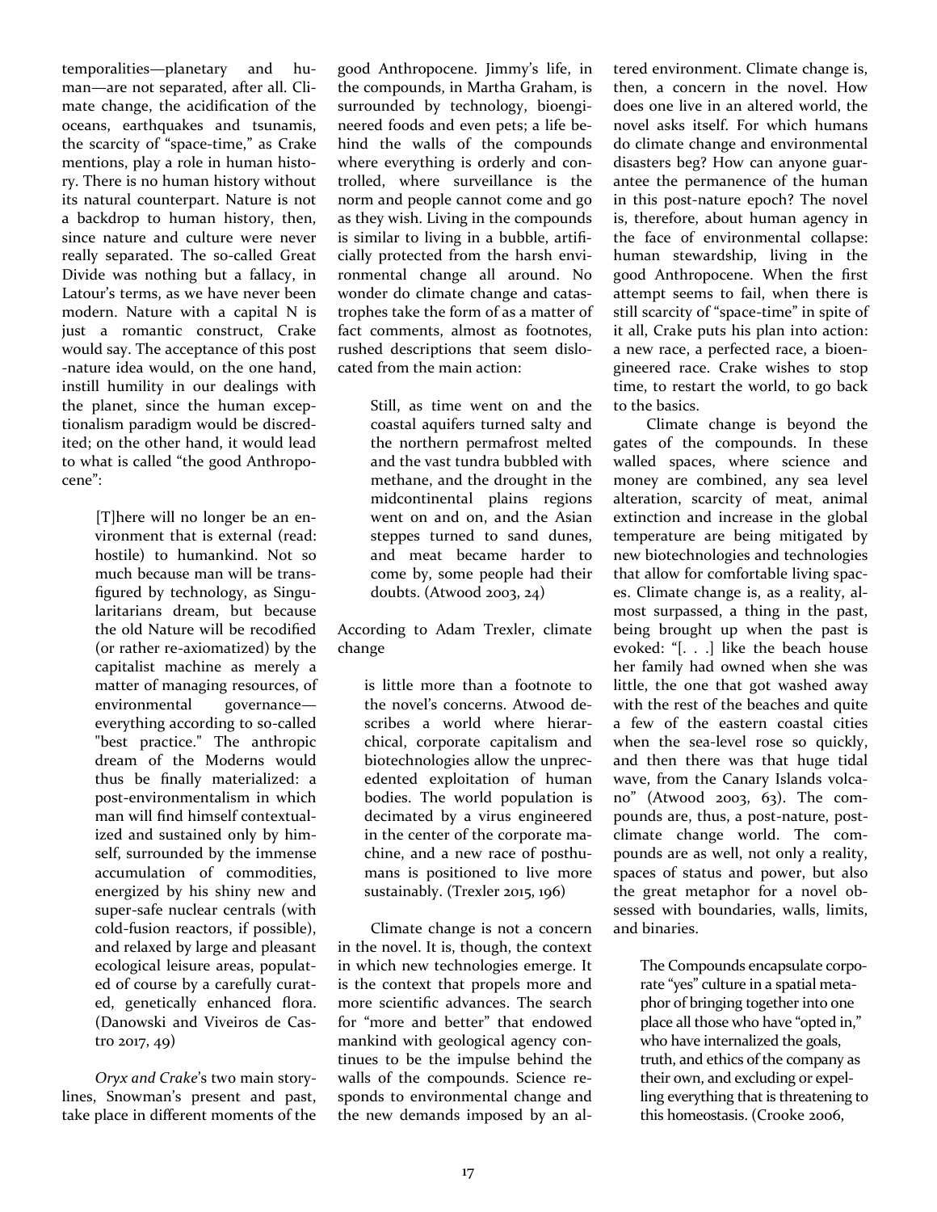temporalities—planetary and human—are not separated, after all. Climate change, the acidification of the oceans, earthquakes and tsunamis, the scarcity of "space-time," as Crake mentions, play a role in human history. There is no human history without its natural counterpart. Nature is not a backdrop to human history, then, since nature and culture were never really separated. The so-called Great Divide was nothing but a fallacy, in Latour's terms, as we have never been modern. Nature with a capital N is just a romantic construct, Crake would say. The acceptance of this post-nature idea would, on the one hand, instill humility in our dealings with the planet, since the human exceptionalism paradigm would be discredited; on the other hand, it would lead to what is called "the good Anthropocene":

> [T]here will no longer be an environment that is external (read: hostile) to humankind. Not so much because man will be transfigured by technology, as Singularitarians dream, but because the old Nature will be recodified (or rather re-axiomatized) by the capitalist machine as merely a matter of managing resources, of environmental governance—everything according to so-called "best practice." The anthropic dream of the Moderns would thus be finally materialized: a post-environmentalism in which man will find himself contextualized and sustained only by himself, surrounded by the immense accumulation of commodities, energized by his shiny new and super-safe nuclear centrals (with cold-fusion reactors, if possible), and relaxed by large and pleasant ecological leisure areas, populated of course by a carefully curated, genetically enhanced flora. (Danowski and Viveiros de Castro 2017, 49)

*Oryx and Crake*'s two main storylines, Snowman's present and past, take place in different moments of the good Anthropocene. Jimmy's life, in the compounds, in Martha Graham, is surrounded by technology, bioengineered foods and even pets; a life behind the walls of the compounds where everything is orderly and controlled, where surveillance is the norm and people cannot come and go as they wish. Living in the compounds is similar to living in a bubble, artificially protected from the harsh environmental change all around. No wonder do climate change and catastrophes take the form of as a matter of fact comments, almost as footnotes, rushed descriptions that seem dislocated from the main action:

> Still, as time went on and the coastal aquifers turned salty and the northern permafrost melted and the vast tundra bubbled with methane, and the drought in the midcontinental plains regions went on and on, and the Asian steppes turned to sand dunes, and meat became harder to come by, some people had their doubts. (Atwood 2003, 24)

According to Adam Trexler, climate change

> is little more than a footnote to the novel's concerns. Atwood describes a world where hierarchical, corporate capitalism and biotechnologies allow the unprecedented exploitation of human bodies. The world population is decimated by a virus engineered in the center of the corporate machine, and a new race of posthumans is positioned to live more sustainably. (Trexler 2015, 196)

Climate change is not a concern in the novel. It is, though, the context in which new technologies emerge. It is the context that propels more and more scientific advances. The search for "more and better" that endowed mankind with geological agency continues to be the impulse behind the walls of the compounds. Science responds to environmental change and the new demands imposed by an altered environment. Climate change is, then, a concern in the novel. How does one live in an altered world, the novel asks itself. For which humans do climate change and environmental disasters beg? How can anyone guarantee the permanence of the human in this post-nature epoch? The novel is, therefore, about human agency in the face of environmental collapse: human stewardship, living in the good Anthropocene. When the first attempt seems to fail, when there is still scarcity of "space-time" in spite of it all, Crake puts his plan into action: a new race, a perfected race, a bioengineered race. Crake wishes to stop time, to restart the world, to go back to the basics.

Climate change is beyond the gates of the compounds. In these walled spaces, where science and money are combined, any sea level alteration, scarcity of meat, animal extinction and increase in the global temperature are being mitigated by new biotechnologies and technologies that allow for comfortable living spaces. Climate change is, as a reality, almost surpassed, a thing in the past, being brought up when the past is evoked: "[. . .] like the beach house her family had owned when she was little, the one that got washed away with the rest of the beaches and quite a few of the eastern coastal cities when the sea-level rose so quickly, and then there was that huge tidal wave, from the Canary Islands volcano" (Atwood 2003, 63). The compounds are, thus, a post-nature, post-climate change world. The compounds are as well, not only a reality, spaces of status and power, but also the great metaphor for a novel obsessed with boundaries, walls, limits, and binaries.

> The Compounds encapsulate corporate "yes" culture in a spatial metaphor of bringing together into one place all those who have "opted in," who have internalized the goals, truth, and ethics of the company as their own, and excluding or expelling everything that is threatening to this homeostasis. (Crooke 2006,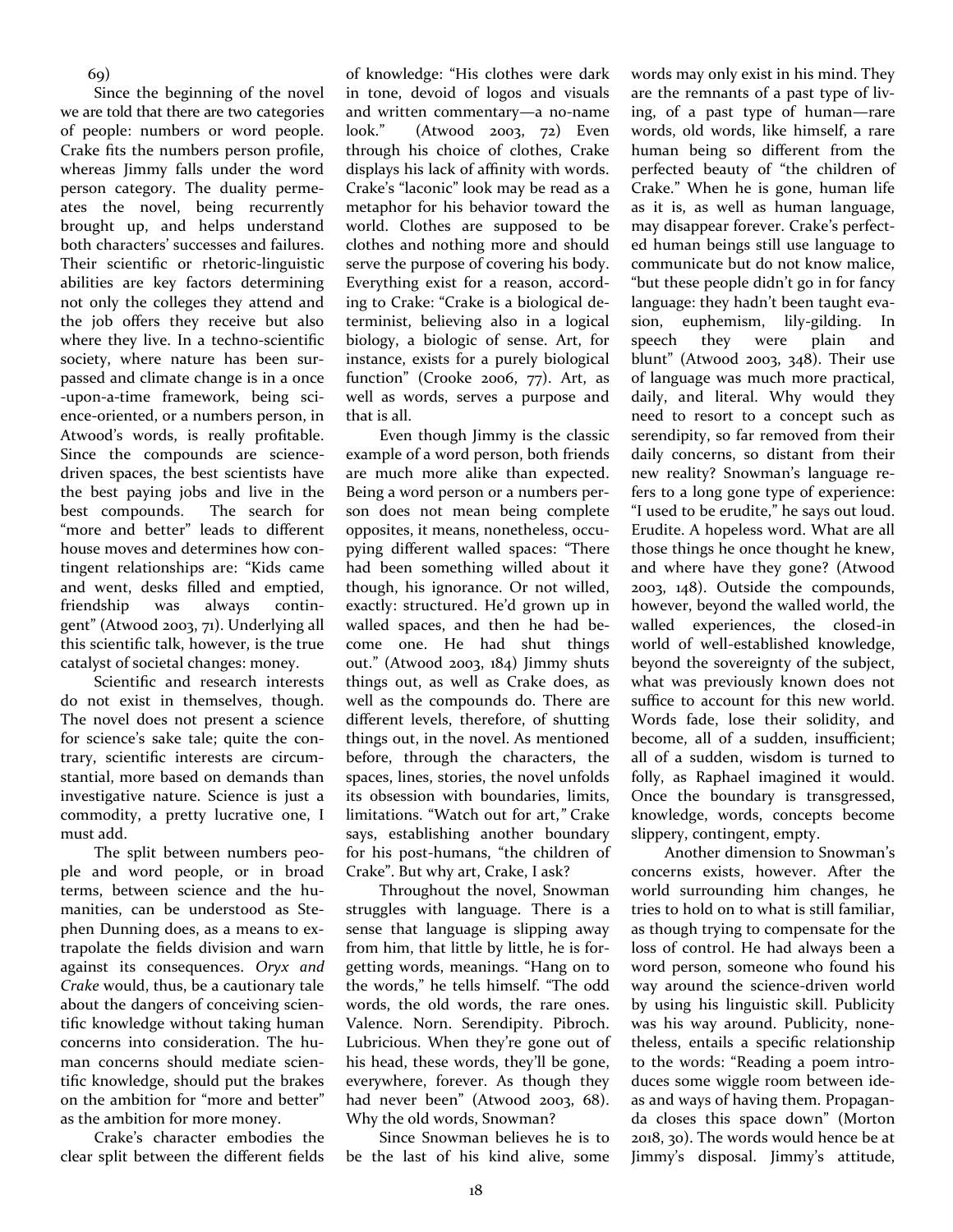69)

Since the beginning of the novel we are told that there are two categories of people: numbers or word people. Crake fits the numbers person profile, whereas Jimmy falls under the word person category. The duality permeates the novel, being recurrently brought up, and helps understand both characters' successes and failures. Their scientific or rhetoric-linguistic abilities are key factors determining not only the colleges they attend and the job offers they receive but also where they live. In a techno-scientific society, where nature has been surpassed and climate change is in a once-upon-a-time framework, being science-oriented, or a numbers person, in Atwood's words, is really profitable. Since the compounds are science-driven spaces, the best scientists have the best paying jobs and live in the best compounds. The search for "more and better" leads to different house moves and determines how contingent relationships are: "Kids came and went, desks filled and emptied, friendship was always contingent" (Atwood 2003, 71). Underlying all this scientific talk, however, is the true catalyst of societal changes: money.

Scientific and research interests do not exist in themselves, though. The novel does not present a science for science's sake tale; quite the contrary, scientific interests are circumstantial, more based on demands than investigative nature. Science is just a commodity, a pretty lucrative one, I must add.

The split between numbers people and word people, or in broad terms, between science and the humanities, can be understood as Stephen Dunning does, as a means to extrapolate the fields division and warn against its consequences. *Oryx and Crake* would, thus, be a cautionary tale about the dangers of conceiving scientific knowledge without taking human concerns into consideration. The human concerns should mediate scientific knowledge, should put the brakes on the ambition for "more and better" as the ambition for more money.

Crake's character embodies the clear split between the different fields of knowledge: "His clothes were dark in tone, devoid of logos and visuals and written commentary—a no-name look." (Atwood 2003, 72) Even through his choice of clothes, Crake displays his lack of affinity with words. Crake's "laconic" look may be read as a metaphor for his behavior toward the world. Clothes are supposed to be clothes and nothing more and should serve the purpose of covering his body. Everything exist for a reason, according to Crake: "Crake is a biological determinist, believing also in a logical biology, a biologic of sense. Art, for instance, exists for a purely biological function" (Crooke 2006, 77). Art, as well as words, serves a purpose and that is all.

Even though Jimmy is the classic example of a word person, both friends are much more alike than expected. Being a word person or a numbers person does not mean being complete opposites, it means, nonetheless, occupying different walled spaces: "There had been something willed about it though, his ignorance. Or not willed, exactly: structured. He'd grown up in walled spaces, and then he had become one. He had shut things out." (Atwood 2003, 184) Jimmy shuts things out, as well as Crake does, as well as the compounds do. There are different levels, therefore, of shutting things out, in the novel. As mentioned before, through the characters, the spaces, lines, stories, the novel unfolds its obsession with boundaries, limits, limitations. "Watch out for art," Crake says, establishing another boundary for his post-humans, "the children of Crake". But why art, Crake, I ask?

Throughout the novel, Snowman struggles with language. There is a sense that language is slipping away from him, that little by little, he is forgetting words, meanings. "Hang on to the words," he tells himself. "The odd words, the old words, the rare ones. Valence. Norn. Serendipity. Pibroch. Lubricious. When they're gone out of his head, these words, they'll be gone, everywhere, forever. As though they had never been" (Atwood 2003, 68). Why the old words, Snowman?

Since Snowman believes he is to be the last of his kind alive, some words may only exist in his mind. They are the remnants of a past type of living, of a past type of human—rare words, old words, like himself, a rare human being so different from the perfected beauty of "the children of Crake." When he is gone, human life as it is, as well as human language, may disappear forever. Crake's perfected human beings still use language to communicate but do not know malice, "but these people didn't go in for fancy language: they hadn't been taught evasion, euphemism, lily-gilding. In speech they were plain and blunt" (Atwood 2003, 348). Their use of language was much more practical, daily, and literal. Why would they need to resort to a concept such as serendipity, so far removed from their daily concerns, so distant from their new reality? Snowman's language refers to a long gone type of experience: "I used to be erudite," he says out loud. Erudite. A hopeless word. What are all those things he once thought he knew, and where have they gone? (Atwood 2003, 148). Outside the compounds, however, beyond the walled world, the walled experiences, the closed-in world of well-established knowledge, beyond the sovereignty of the subject, what was previously known does not suffice to account for this new world. Words fade, lose their solidity, and become, all of a sudden, insufficient; all of a sudden, wisdom is turned to folly, as Raphael imagined it would. Once the boundary is transgressed, knowledge, words, concepts become slippery, contingent, empty.

Another dimension to Snowman's concerns exists, however. After the world surrounding him changes, he tries to hold on to what is still familiar, as though trying to compensate for the loss of control. He had always been a word person, someone who found his way around the science-driven world by using his linguistic skill. Publicity was his way around. Publicity, nonetheless, entails a specific relationship to the words: "Reading a poem introduces some wiggle room between ideas and ways of having them. Propaganda closes this space down" (Morton 2018, 30). The words would hence be at Jimmy's disposal. Jimmy's attitude,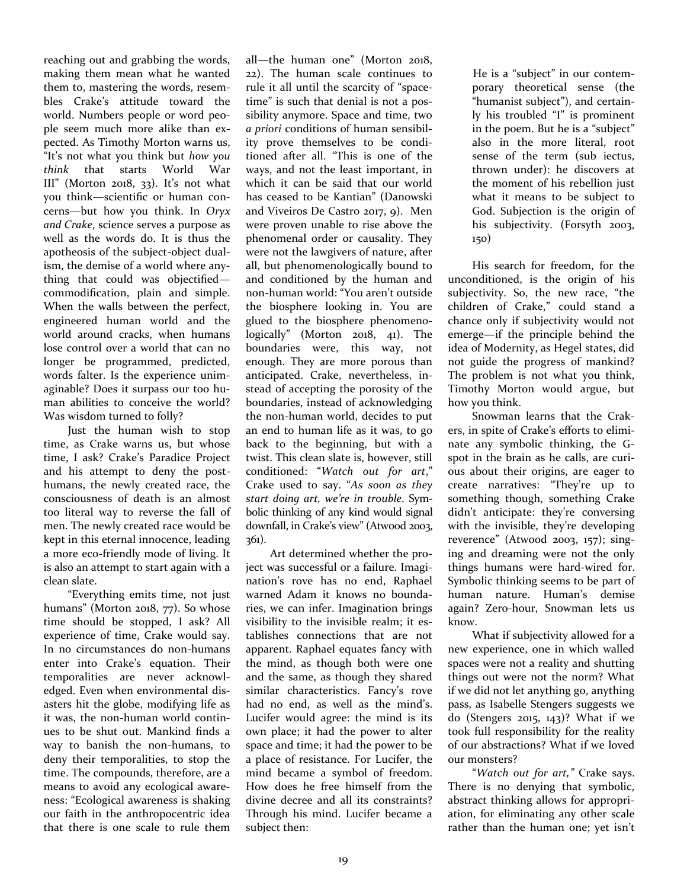reaching out and grabbing the words, making them mean what he wanted them to, mastering the words, resembles Crake's attitude toward the world. Numbers people or word people seem much more alike than expected. As Timothy Morton warns us, "It's not what you think but *how you think* that starts World War III" (Morton 2018, 33). It's not what you think—scientific or human concerns—but how you think. In *Oryx and Crake*, science serves a purpose as well as the words do. It is thus the apotheosis of the subject-object dualism, the demise of a world where anything that could was objectified—commodification, plain and simple. When the walls between the perfect, engineered human world and the world around cracks, when humans lose control over a world that can no longer be programmed, predicted, words falter. Is the experience unimaginable? Does it surpass our too human abilities to conceive the world? Was wisdom turned to folly?

Just the human wish to stop time, as Crake warns us, but whose time, I ask? Crake's Paradice Project and his attempt to deny the post-humans, the newly created race, the consciousness of death is an almost too literal way to reverse the fall of men. The newly created race would be kept in this eternal innocence, leading a more eco-friendly mode of living. It is also an attempt to start again with a clean slate.

"Everything emits time, not just humans" (Morton 2018, 77). So whose time should be stopped, I ask? All experience of time, Crake would say. In no circumstances do non-humans enter into Crake's equation. Their temporalities are never acknowledged. Even when environmental disasters hit the globe, modifying life as it was, the non-human world continues to be shut out. Mankind finds a way to banish the non-humans, to deny their temporalities, to stop the time. The compounds, therefore, are a means to avoid any ecological awareness: "Ecological awareness is shaking our faith in the anthropocentric idea that there is one scale to rule them all—the human one" (Morton 2018, 22). The human scale continues to rule it all until the scarcity of "spacetime" is such that denial is not a possibility anymore. Space and time, two *a priori* conditions of human sensibility prove themselves to be conditioned after all. "This is one of the ways, and not the least important, in which it can be said that our world has ceased to be Kantian" (Danowski and Viveiros De Castro 2017, 9). Men were proven unable to rise above the phenomenal order or causality. They were not the lawgivers of nature, after all, but phenomenologically bound to and conditioned by the human and non-human world: "You aren't outside the biosphere looking in. You are glued to the biosphere phenomenologically" (Morton 2018, 41). The boundaries were, this way, not enough. They are more porous than anticipated. Crake, nevertheless, instead of accepting the porosity of the boundaries, instead of acknowledging the non-human world, decides to put an end to human life as it was, to go back to the beginning, but with a twist. This clean slate is, however, still conditioned: "*Watch out for art*," Crake used to say. "*As soon as they start doing art, we're in trouble*. Symbolic thinking of any kind would signal downfall, in Crake's view" (Atwood 2003, 361).

Art determined whether the project was successful or a failure. Imagination's rove has no end, Raphael warned Adam it knows no boundaries, we can infer. Imagination brings visibility to the invisible realm; it establishes connections that are not apparent. Raphael equates fancy with the mind, as though both were one and the same, as though they shared similar characteristics. Fancy's rove had no end, as well as the mind's. Lucifer would agree: the mind is its own place; it had the power to alter space and time; it had the power to be a place of resistance. For Lucifer, the mind became a symbol of freedom. How does he free himself from the divine decree and all its constraints? Through his mind. Lucifer became a subject then:

> He is a "subject" in our contemporary theoretical sense (the "humanist subject"), and certainly his troubled "I" is prominent in the poem. But he is a "subject" also in the more literal, root sense of the term (sub iectus, thrown under): he discovers at the moment of his rebellion just what it means to be subject to God. Subjection is the origin of his subjectivity. (Forsyth 2003, 150)

His search for freedom, for the unconditioned, is the origin of his subjectivity. So, the new race, "the children of Crake," could stand a chance only if subjectivity would not emerge—if the principle behind the idea of Modernity, as Hegel states, did not guide the progress of mankind? The problem is not what you think, Timothy Morton would argue, but how you think.

Snowman learns that the Crakers, in spite of Crake's efforts to eliminate any symbolic thinking, the G-spot in the brain as he calls, are curious about their origins, are eager to create narratives: "They're up to something though, something Crake didn't anticipate: they're conversing with the invisible, they're developing reverence" (Atwood 2003, 157); singing and dreaming were not the only things humans were hard-wired for. Symbolic thinking seems to be part of human nature. Human's demise again? Zero-hour, Snowman lets us know.

What if subjectivity allowed for a new experience, one in which walled spaces were not a reality and shutting things out were not the norm? What if we did not let anything go, anything pass, as Isabelle Stengers suggests we do (Stengers 2015, 143)? What if we took full responsibility for the reality of our abstractions? What if we loved our monsters?

"*Watch out for art,*" Crake says. There is no denying that symbolic, abstract thinking allows for appropriation, for eliminating any other scale rather than the human one; yet isn't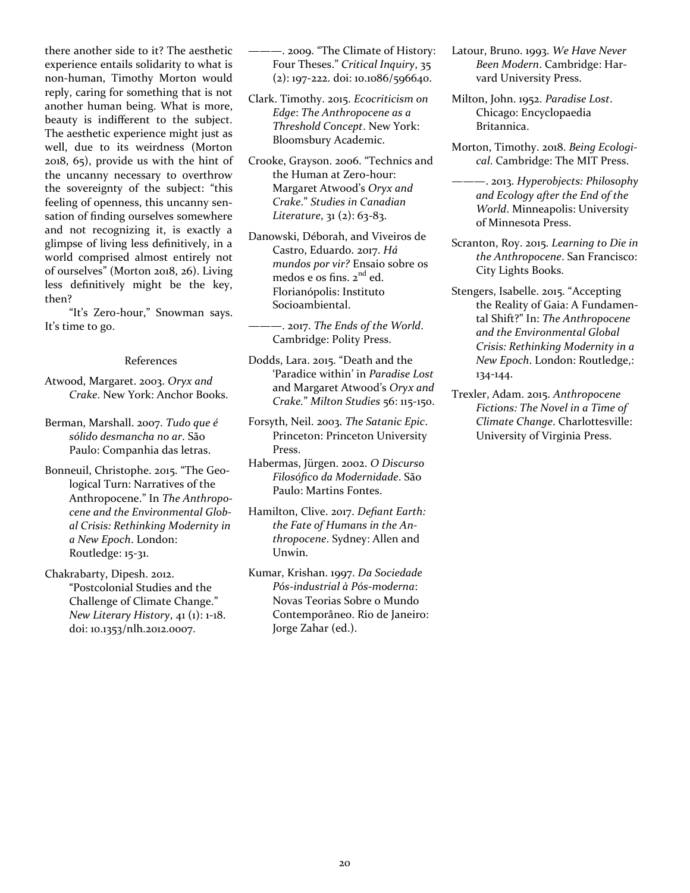there another side to it? The aesthetic experience entails solidarity to what is non-human, Timothy Morton would reply, caring for something that is not another human being. What is more, beauty is indifferent to the subject. The aesthetic experience might just as well, due to its weirdness (Morton 2018, 65), provide us with the hint of the uncanny necessary to overthrow the sovereignty of the subject: "this feeling of openness, this uncanny sensation of finding ourselves somewhere and not recognizing it, is exactly a glimpse of living less definitively, in a world comprised almost entirely not of ourselves" (Morton 2018, 26). Living less definitively might be the key, then?

"It's Zero-hour," Snowman says. It's time to go.

## References

Atwood, Margaret. 2003. *Oryx and Crake*. New York: Anchor Books.

Berman, Marshall. 2007. *Tudo que é sólido desmancha no ar*. São Paulo: Companhia das letras.

Bonneuil, Christophe. 2015. "The Geological Turn: Narratives of the Anthropocene." In *The Anthropocene and the Environmental Global Crisis: Rethinking Modernity in a New Epoch*. London: Routledge: 15-31.

Chakrabarty, Dipesh. 2012. "Postcolonial Studies and the Challenge of Climate Change." *New Literary History*, 41 (1): 1-18. doi: 10.1353/nlh.2012.0007.

———. 2009. "The Climate of History: Four Theses." *Critical Inquiry*, 35 (2): 197-222. doi: 10.1086/596640.

Clark. Timothy. 2015. *Ecocriticism on Edge: The Anthropocene as a Threshold Concept*. New York: Bloomsbury Academic.

Crooke, Grayson. 2006. "Technics and the Human at Zero-hour: Margaret Atwood's *Oryx and Crake*." *Studies in Canadian Literature*, 31 (2): 63-83.

Danowski, Déborah, and Viveiros de Castro, Eduardo. 2017. *Há mundos por vir?* Ensaio sobre os medos e os fins. 2nd ed. Florianópolis: Instituto Socioambiental.

———. 2017. *The Ends of the World*. Cambridge: Polity Press.

Dodds, Lara. 2015. "Death and the 'Paradice within' in *Paradise Lost* and Margaret Atwood's *Oryx and Crake*." *Milton Studies* 56: 115-150.

Forsyth, Neil. 2003. *The Satanic Epic*. Princeton: Princeton University Press.

Habermas, Jürgen. 2002. *O Discurso Filosófico da Modernidade*. São Paulo: Martins Fontes.

Hamilton, Clive. 2017. *Defiant Earth: the Fate of Humans in the Anthropocene*. Sydney: Allen and Unwin.

Kumar, Krishan. 1997. *Da Sociedade Pós-industrial à Pós-moderna*: Novas Teorias Sobre o Mundo Contemporâneo. Rio de Janeiro: Jorge Zahar (ed.).

Latour, Bruno. 1993. *We Have Never Been Modern*. Cambridge: Harvard University Press.

Milton, John. 1952. *Paradise Lost*. Chicago: Encyclopaedia Britannica.

Morton, Timothy. 2018. *Being Ecological*. Cambridge: The MIT Press.

———. 2013. *Hyperobjects: Philosophy and Ecology after the End of the World*. Minneapolis: University of Minnesota Press.

Scranton, Roy. 2015. *Learning to Die in the Anthropocene*. San Francisco: City Lights Books.

Stengers, Isabelle. 2015. "Accepting the Reality of Gaia: A Fundamental Shift?" In: *The Anthropocene and the Environmental Global Crisis: Rethinking Modernity in a New Epoch*. London: Routledge,: 134-144.

Trexler, Adam. 2015. *Anthropocene Fictions: The Novel in a Time of Climate Change*. Charlottesville: University of Virginia Press.